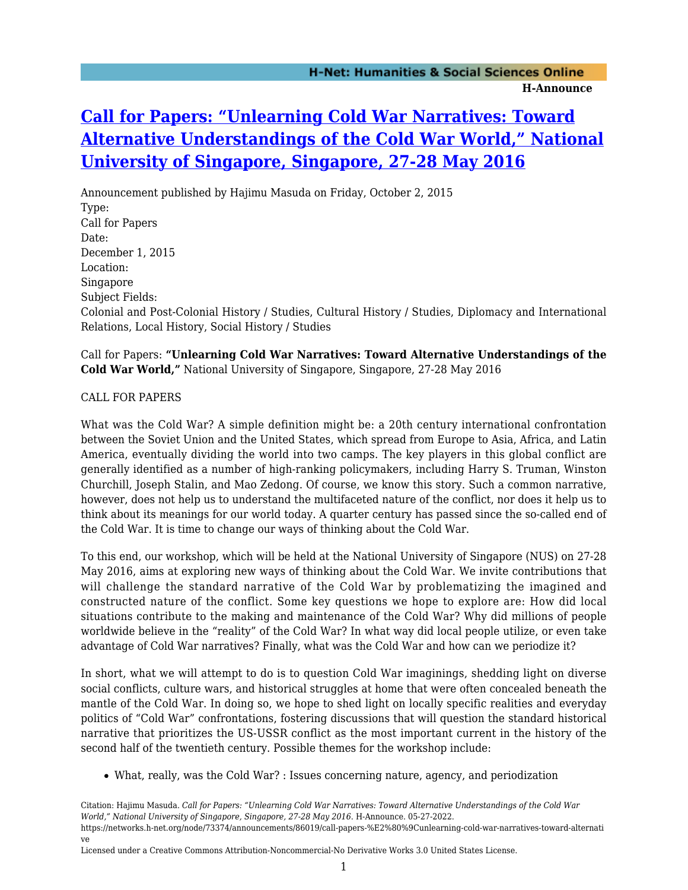# Call for Papers: "Unlearning Cold War Narratives: Toward Alternative Understandings of the Cold War World," National University of Singapore, Singapore, 27-28 May 2016

Announcement published by Hajimu Masuda on Friday, October 2, 2015

Type:
Call for Papers

Date:
December 1, 2015

Location:
Singapore

Subject Fields:
Colonial and Post-Colonial History / Studies, Cultural History / Studies, Diplomacy and International Relations, Local History, Social History / Studies

Call for Papers: **"Unlearning Cold War Narratives: Toward Alternative Understandings of the Cold War World,"** National University of Singapore, Singapore, 27-28 May 2016

CALL FOR PAPERS

What was the Cold War? A simple definition might be: a 20th century international confrontation between the Soviet Union and the United States, which spread from Europe to Asia, Africa, and Latin America, eventually dividing the world into two camps. The key players in this global conflict are generally identified as a number of high-ranking policymakers, including Harry S. Truman, Winston Churchill, Joseph Stalin, and Mao Zedong. Of course, we know this story. Such a common narrative, however, does not help us to understand the multifaceted nature of the conflict, nor does it help us to think about its meanings for our world today. A quarter century has passed since the so-called end of the Cold War. It is time to change our ways of thinking about the Cold War.

To this end, our workshop, which will be held at the National University of Singapore (NUS) on 27-28 May 2016, aims at exploring new ways of thinking about the Cold War. We invite contributions that will challenge the standard narrative of the Cold War by problematizing the imagined and constructed nature of the conflict. Some key questions we hope to explore are: How did local situations contribute to the making and maintenance of the Cold War? Why did millions of people worldwide believe in the "reality" of the Cold War? In what way did local people utilize, or even take advantage of Cold War narratives? Finally, what was the Cold War and how can we periodize it?

In short, what we will attempt to do is to question Cold War imaginings, shedding light on diverse social conflicts, culture wars, and historical struggles at home that were often concealed beneath the mantle of the Cold War. In doing so, we hope to shed light on locally specific realities and everyday politics of "Cold War" confrontations, fostering discussions that will question the standard historical narrative that prioritizes the US-USSR conflict as the most important current in the history of the second half of the twentieth century. Possible themes for the workshop include:

- What, really, was the Cold War? : Issues concerning nature, agency, and periodization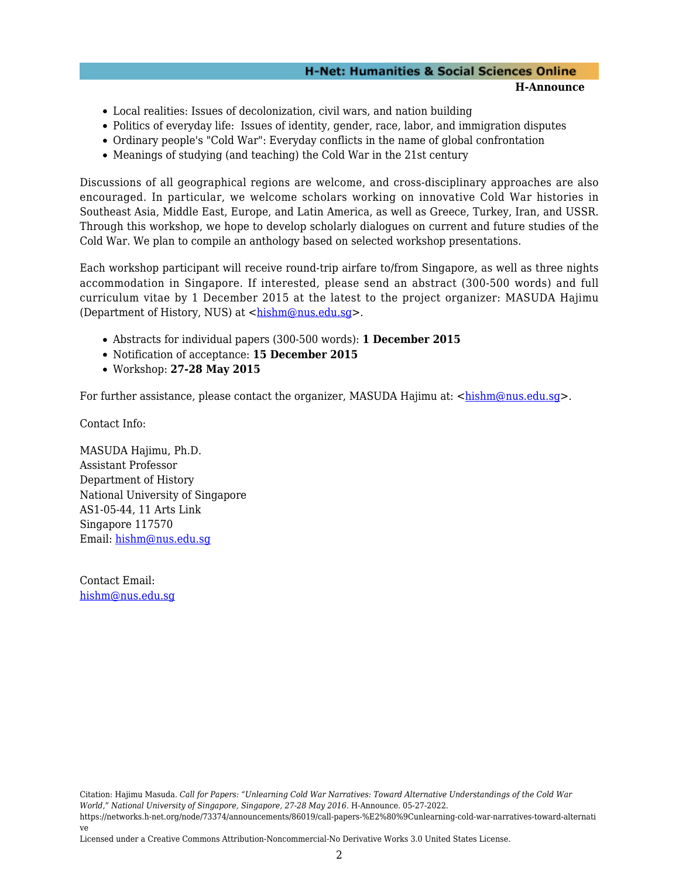- Local realities: Issues of decolonization, civil wars, and nation building
- Politics of everyday life: Issues of identity, gender, race, labor, and immigration disputes
- Ordinary people's "Cold War": Everyday conflicts in the name of global confrontation
- Meanings of studying (and teaching) the Cold War in the 21st century

Discussions of all geographical regions are welcome, and cross-disciplinary approaches are also encouraged. In particular, we welcome scholars working on innovative Cold War histories in Southeast Asia, Middle East, Europe, and Latin America, as well as Greece, Turkey, Iran, and USSR. Through this workshop, we hope to develop scholarly dialogues on current and future studies of the Cold War. We plan to compile an anthology based on selected workshop presentations.

Each workshop participant will receive round-trip airfare to/from Singapore, as well as three nights accommodation in Singapore. If interested, please send an abstract (300-500 words) and full curriculum vitae by 1 December 2015 at the latest to the project organizer: MASUDA Hajimu (Department of History, NUS) at <hishm@nus.edu.sg>.

- Abstracts for individual papers (300-500 words): **1 December 2015**
- Notification of acceptance: **15 December 2015**
- Workshop: **27-28 May 2015**

For further assistance, please contact the organizer, MASUDA Hajimu at: <hishm@nus.edu.sg>.

Contact Info:

MASUDA Hajimu, Ph.D.
Assistant Professor
Department of History
National University of Singapore
AS1-05-44, 11 Arts Link
Singapore 117570
Email: hishm@nus.edu.sg

Contact Email:
hishm@nus.edu.sg

Citation: Hajimu Masuda. *Call for Papers: "Unlearning Cold War Narratives: Toward Alternative Understandings of the Cold War World," National University of Singapore, Singapore, 27-28 May 2016*. H-Announce. 05-27-2022.
https://networks.h-net.org/node/73374/announcements/86019/call-papers-%E2%80%9Cunlearning-cold-war-narratives-toward-alternative
Licensed under a Creative Commons Attribution-Noncommercial-No Derivative Works 3.0 United States License.